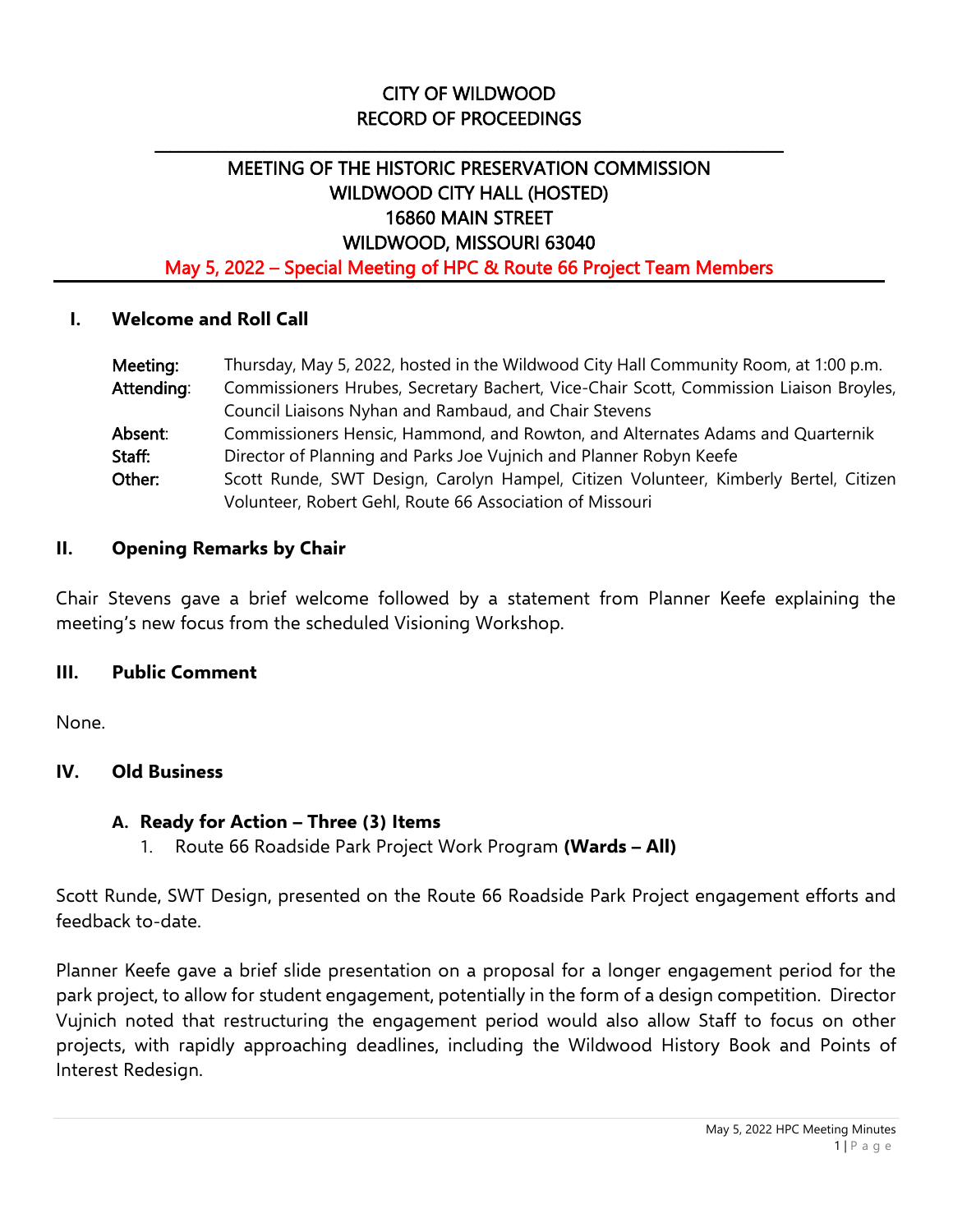# CITY OF WILDWOOD
# RECORD OF PROCEEDINGS

## MEETING OF THE HISTORIC PRESERVATION COMMISSION
## WILDWOOD CITY HALL (HOSTED)
## 16860 MAIN STREET
## WILDWOOD, MISSOURI 63040

**May 5, 2022 – Special Meeting of HPC & Route 66 Project Team Members**

## I. Welcome and Roll Call

**Meeting:** Thursday, May 5, 2022, hosted in the Wildwood City Hall Community Room, at 1:00 p.m.

**Attending:** Commissioners Hrubes, Secretary Bachert, Vice-Chair Scott, Commission Liaison Broyles, Council Liaisons Nyhan and Rambaud, and Chair Stevens

**Absent:** Commissioners Hensic, Hammond, and Rowton, and Alternates Adams and Quarternik

**Staff:** Director of Planning and Parks Joe Vujnich and Planner Robyn Keefe

**Other:** Scott Runde, SWT Design, Carolyn Hampel, Citizen Volunteer, Kimberly Bertel, Citizen Volunteer, Robert Gehl, Route 66 Association of Missouri

## II. Opening Remarks by Chair

Chair Stevens gave a brief welcome followed by a statement from Planner Keefe explaining the meeting's new focus from the scheduled Visioning Workshop.

## III. Public Comment

None.

## IV. Old Business

### A. Ready for Action – Three (3) Items

1. Route 66 Roadside Park Project Work Program **(Wards – All)**

Scott Runde, SWT Design, presented on the Route 66 Roadside Park Project engagement efforts and feedback to-date.

Planner Keefe gave a brief slide presentation on a proposal for a longer engagement period for the park project, to allow for student engagement, potentially in the form of a design competition. Director Vujnich noted that restructuring the engagement period would also allow Staff to focus on other projects, with rapidly approaching deadlines, including the Wildwood History Book and Points of Interest Redesign.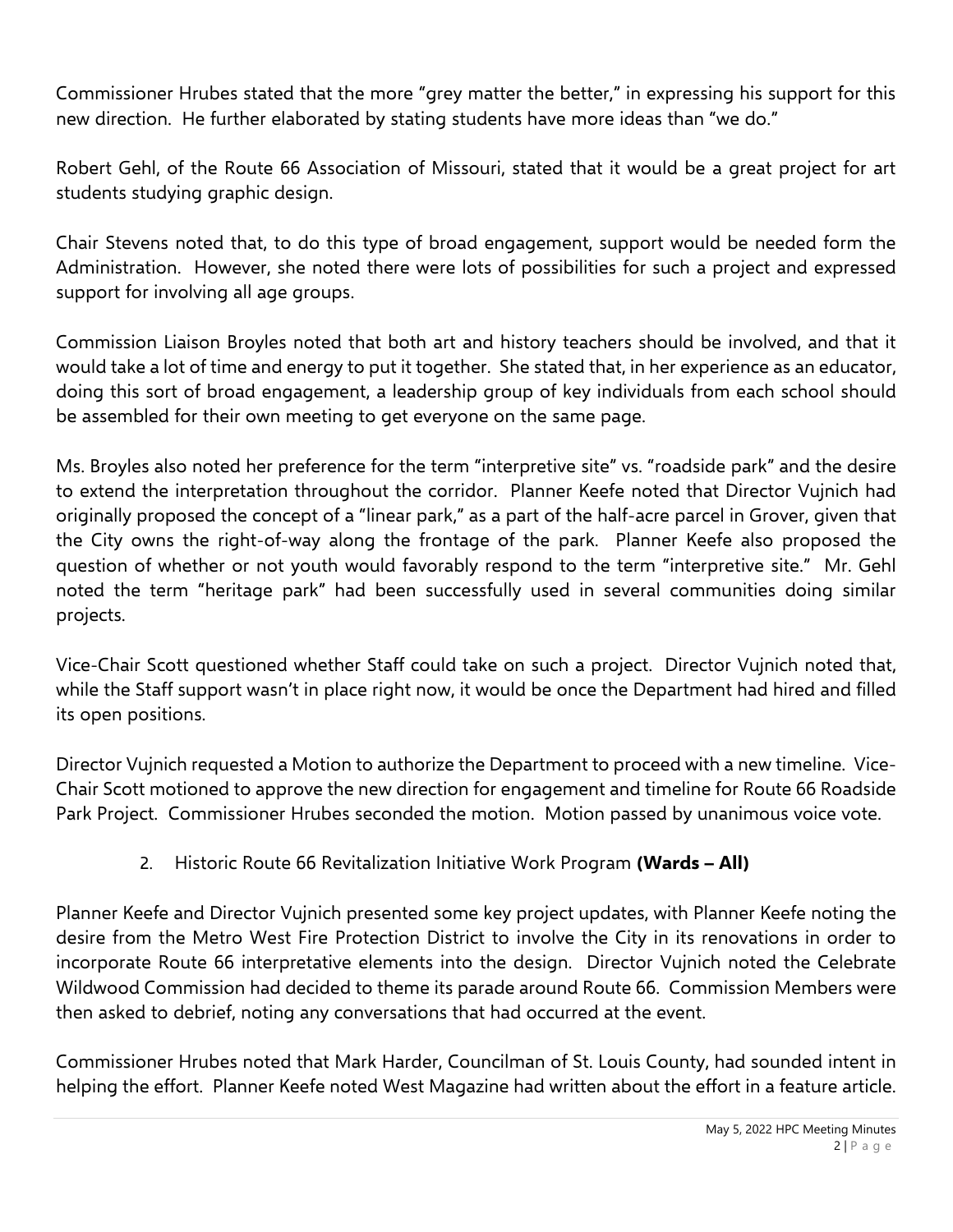Commissioner Hrubes stated that the more "grey matter the better," in expressing his support for this new direction. He further elaborated by stating students have more ideas than "we do."

Robert Gehl, of the Route 66 Association of Missouri, stated that it would be a great project for art students studying graphic design.

Chair Stevens noted that, to do this type of broad engagement, support would be needed form the Administration. However, she noted there were lots of possibilities for such a project and expressed support for involving all age groups.

Commission Liaison Broyles noted that both art and history teachers should be involved, and that it would take a lot of time and energy to put it together. She stated that, in her experience as an educator, doing this sort of broad engagement, a leadership group of key individuals from each school should be assembled for their own meeting to get everyone on the same page.

Ms. Broyles also noted her preference for the term "interpretive site" vs. "roadside park" and the desire to extend the interpretation throughout the corridor. Planner Keefe noted that Director Vujnich had originally proposed the concept of a "linear park," as a part of the half-acre parcel in Grover, given that the City owns the right-of-way along the frontage of the park. Planner Keefe also proposed the question of whether or not youth would favorably respond to the term "interpretive site." Mr. Gehl noted the term "heritage park" had been successfully used in several communities doing similar projects.

Vice-Chair Scott questioned whether Staff could take on such a project. Director Vujnich noted that, while the Staff support wasn't in place right now, it would be once the Department had hired and filled its open positions.

Director Vujnich requested a Motion to authorize the Department to proceed with a new timeline. Vice-Chair Scott motioned to approve the new direction for engagement and timeline for Route 66 Roadside Park Project. Commissioner Hrubes seconded the motion. Motion passed by unanimous voice vote.

2. Historic Route 66 Revitalization Initiative Work Program **(Wards – All)**

Planner Keefe and Director Vujnich presented some key project updates, with Planner Keefe noting the desire from the Metro West Fire Protection District to involve the City in its renovations in order to incorporate Route 66 interpretative elements into the design. Director Vujnich noted the Celebrate Wildwood Commission had decided to theme its parade around Route 66. Commission Members were then asked to debrief, noting any conversations that had occurred at the event.

Commissioner Hrubes noted that Mark Harder, Councilman of St. Louis County, had sounded intent in helping the effort. Planner Keefe noted West Magazine had written about the effort in a feature article.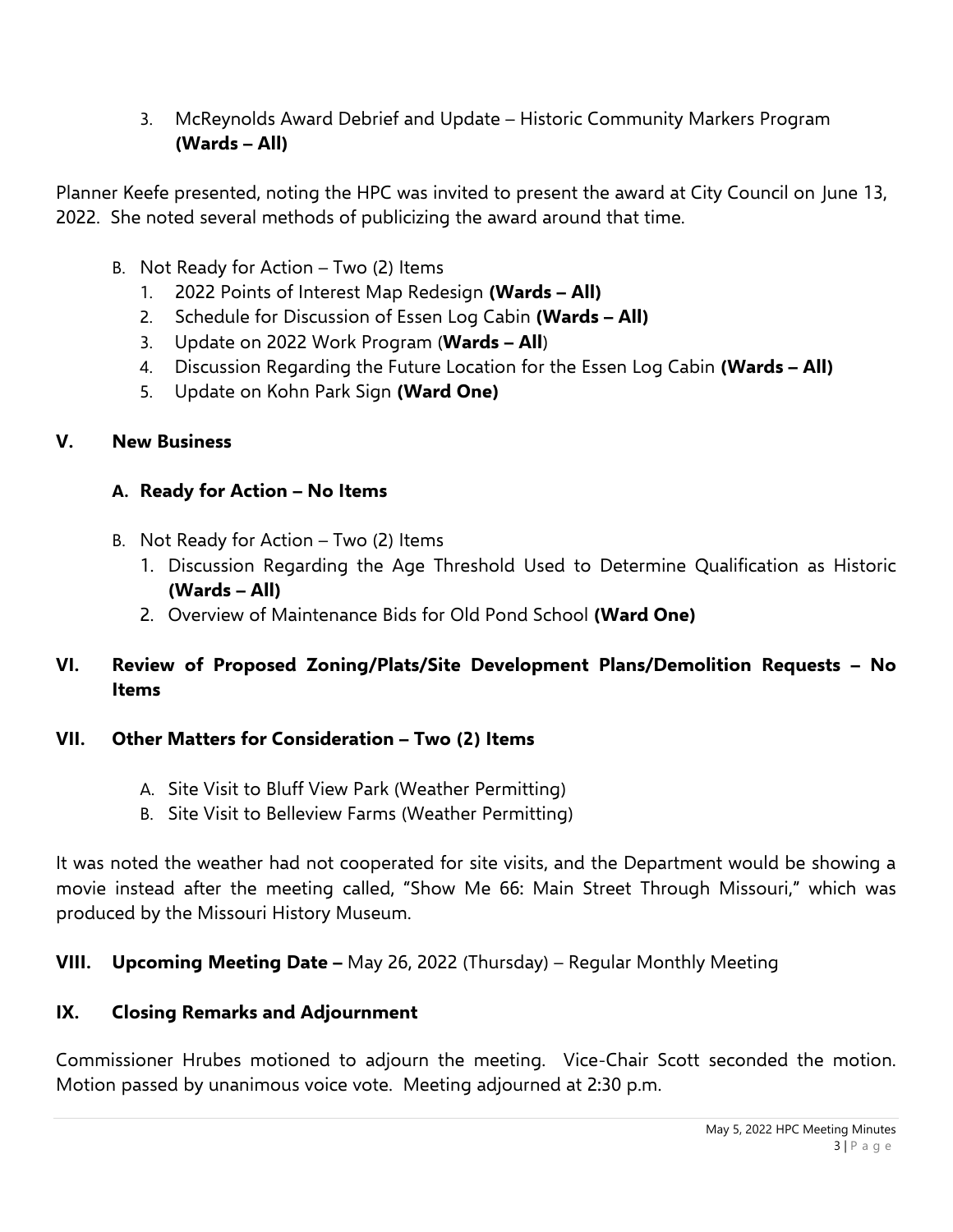3. McReynolds Award Debrief and Update – Historic Community Markers Program **(Wards – All)**

Planner Keefe presented, noting the HPC was invited to present the award at City Council on June 13, 2022. She noted several methods of publicizing the award around that time.

B. Not Ready for Action – Two (2) Items
   1. 2022 Points of Interest Map Redesign **(Wards – All)**
   2. Schedule for Discussion of Essen Log Cabin **(Wards – All)**
   3. Update on 2022 Work Program (**Wards – All**)
   4. Discussion Regarding the Future Location for the Essen Log Cabin **(Wards – All)**
   5. Update on Kohn Park Sign **(Ward One)**

## V. New Business

### A. Ready for Action – No Items

B. Not Ready for Action – Two (2) Items
   1. Discussion Regarding the Age Threshold Used to Determine Qualification as Historic **(Wards – All)**
   2. Overview of Maintenance Bids for Old Pond School **(Ward One)**

## VI. Review of Proposed Zoning/Plats/Site Development Plans/Demolition Requests – No Items

## VII. Other Matters for Consideration – Two (2) Items

A. Site Visit to Bluff View Park (Weather Permitting)
B. Site Visit to Belleview Farms (Weather Permitting)

It was noted the weather had not cooperated for site visits, and the Department would be showing a movie instead after the meeting called, "Show Me 66: Main Street Through Missouri," which was produced by the Missouri History Museum.

## VIII. Upcoming Meeting Date – May 26, 2022 (Thursday) – Regular Monthly Meeting

## IX. Closing Remarks and Adjournment

Commissioner Hrubes motioned to adjourn the meeting. Vice-Chair Scott seconded the motion. Motion passed by unanimous voice vote. Meeting adjourned at 2:30 p.m.